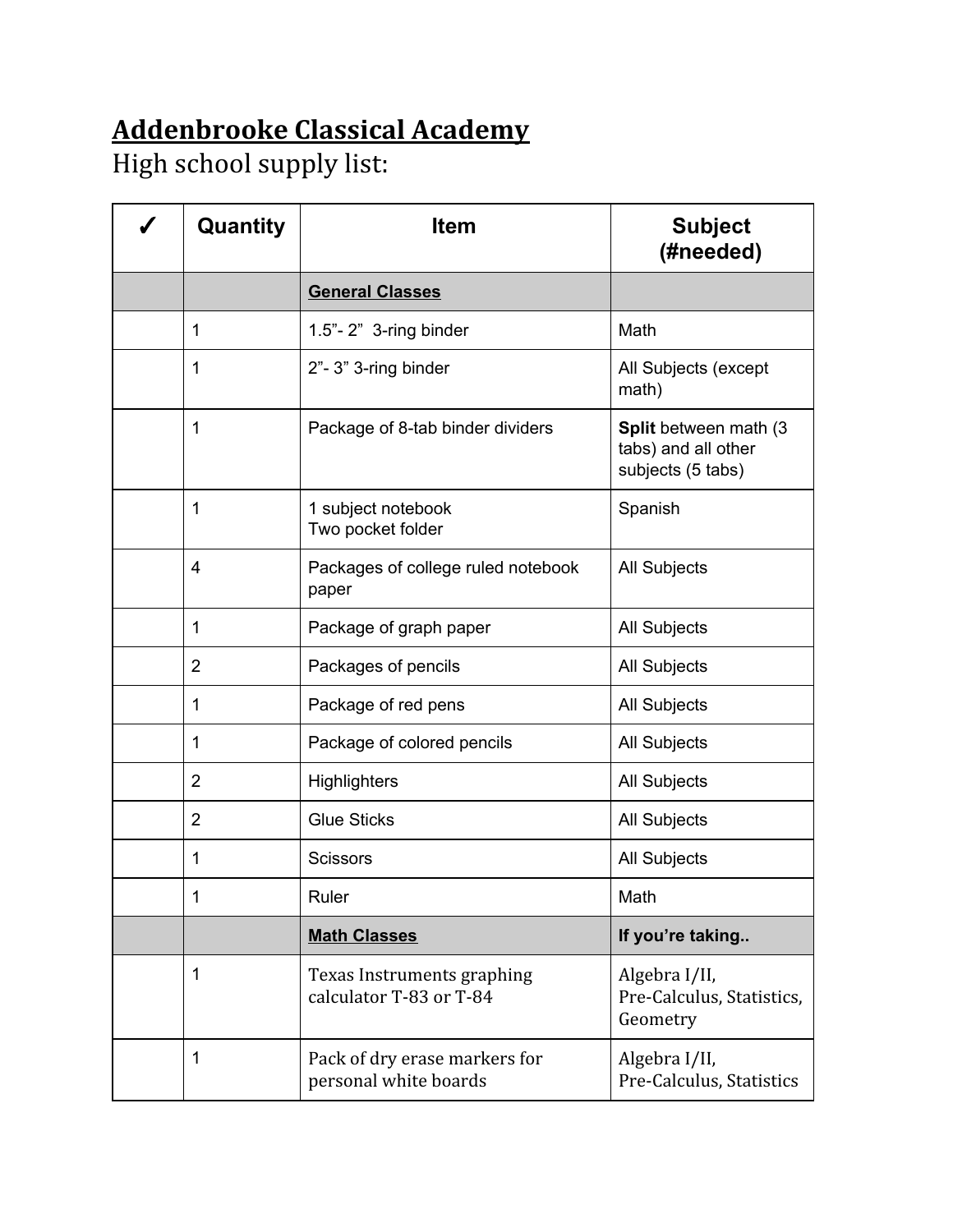# Addenbrooke Classical Academy

High school supply list:

| ✓ | Quantity | Item | Subject (#needed) |
|---|---|---|---|
| | | **General Classes** | |
| | 1 | 1.5”- 2”  3-ring binder | Math |
| | 1 | 2”- 3” 3-ring binder | All Subjects (except math) |
| | 1 | Package of 8-tab binder dividers | **Split** between math (3 tabs) and all other subjects (5 tabs) |
| | 1 | 1 subject notebook<br>Two pocket folder | Spanish |
| | 4 | Packages of college ruled notebook paper | All Subjects |
| | 1 | Package of graph paper | All Subjects |
| | 2 | Packages of pencils | All Subjects |
| | 1 | Package of red pens | All Subjects |
| | 1 | Package of colored pencils | All Subjects |
| | 2 | Highlighters | All Subjects |
| | 2 | Glue Sticks | All Subjects |
| | 1 | Scissors | All Subjects |
| | 1 | Ruler | Math |
| | | **Math Classes** | **If you’re taking..** |
| | 1 | Texas Instruments graphing calculator T-83 or T-84 | Algebra I/II, Pre-Calculus, Statistics, Geometry |
| | 1 | Pack of dry erase markers for personal white boards | Algebra I/II, Pre-Calculus, Statistics |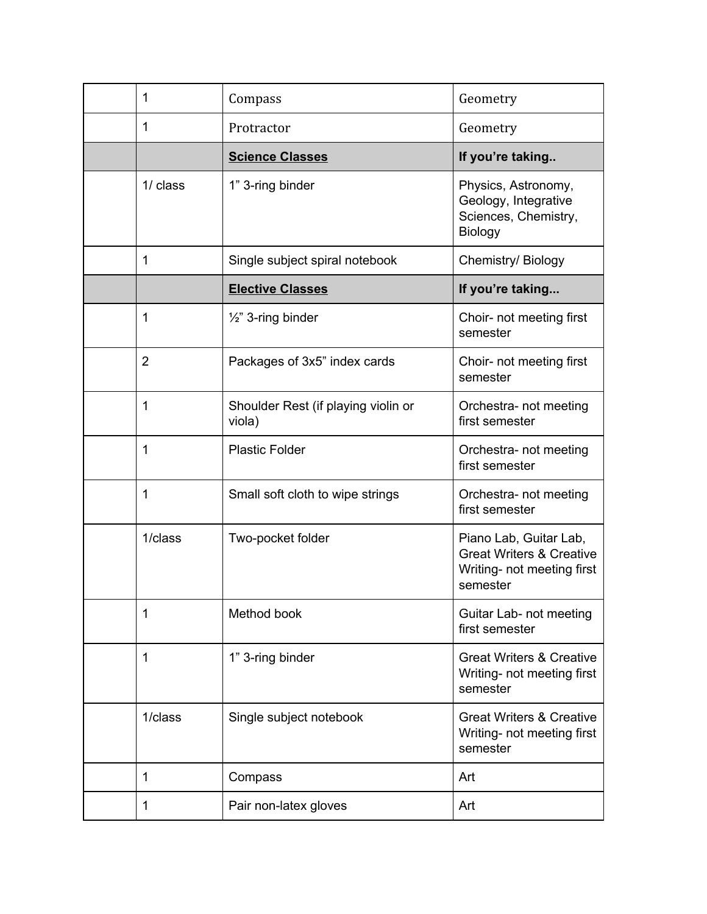| | | | |
|---|---|---|---|
| | 1 | Compass | Geometry |
| | 1 | Protractor | Geometry |
| | | **Science Classes** | **If you're taking..** |
| | 1/ class | 1" 3-ring binder | Physics, Astronomy, Geology, Integrative Sciences, Chemistry, Biology |
| | 1 | Single subject spiral notebook | Chemistry/ Biology |
| | | **Elective Classes** | **If you're taking...** |
| | 1 | ½" 3-ring binder | Choir- not meeting first semester |
| | 2 | Packages of 3x5" index cards | Choir- not meeting first semester |
| | 1 | Shoulder Rest (if playing violin or viola) | Orchestra- not meeting first semester |
| | 1 | Plastic Folder | Orchestra- not meeting first semester |
| | 1 | Small soft cloth to wipe strings | Orchestra- not meeting first semester |
| | 1/class | Two-pocket folder | Piano Lab, Guitar Lab, Great Writers & Creative Writing- not meeting first semester |
| | 1 | Method book | Guitar Lab- not meeting first semester |
| | 1 | 1" 3-ring binder | Great Writers & Creative Writing- not meeting first semester |
| | 1/class | Single subject notebook | Great Writers & Creative Writing- not meeting first semester |
| | 1 | Compass | Art |
| | 1 | Pair non-latex gloves | Art |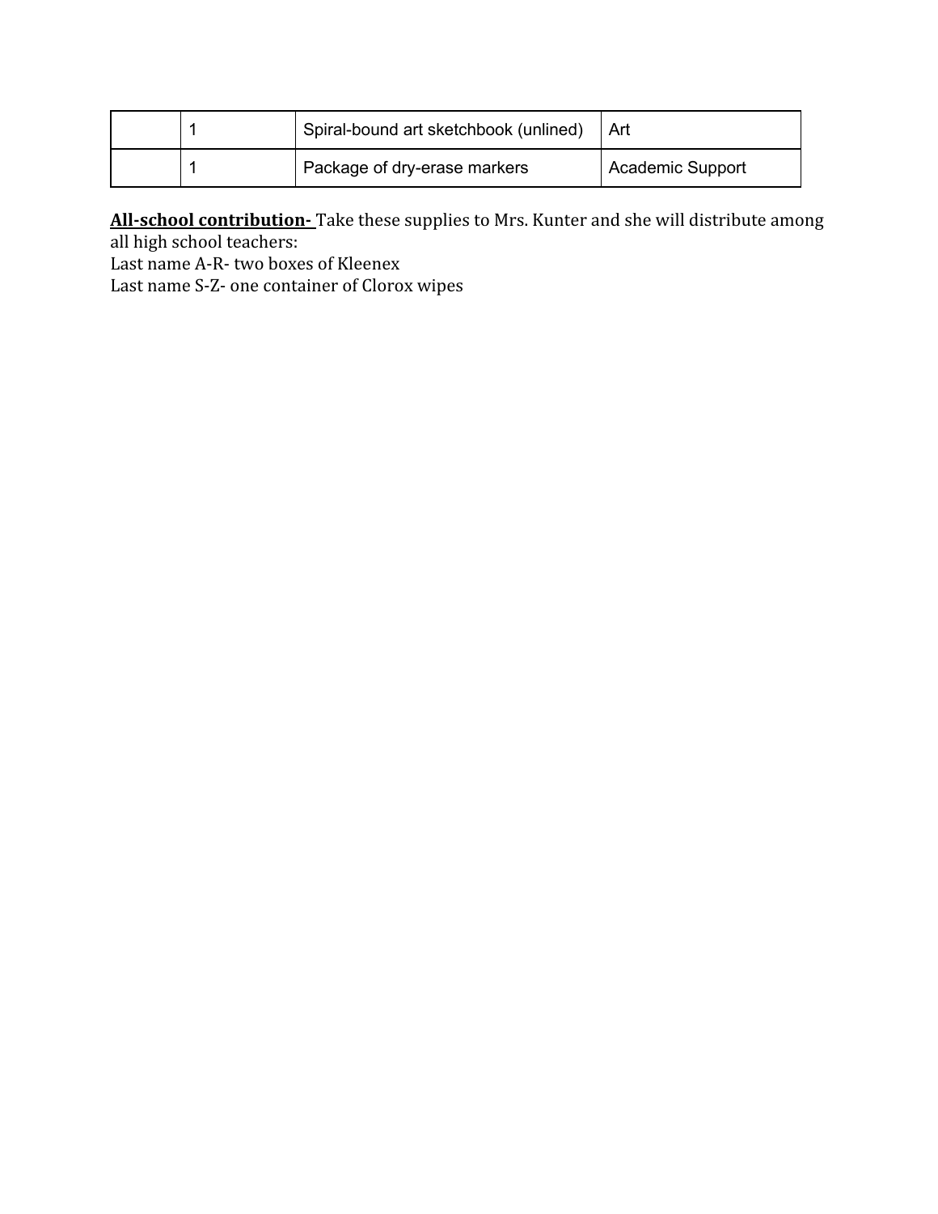| | | | |
|---|---|---|---|
| | 1 | Spiral-bound art sketchbook (unlined) | Art |
| | 1 | Package of dry-erase markers | Academic Support |

**All-school contribution-** Take these supplies to Mrs. Kunter and she will distribute among all high school teachers:
Last name A-R- two boxes of Kleenex
Last name S-Z- one container of Clorox wipes